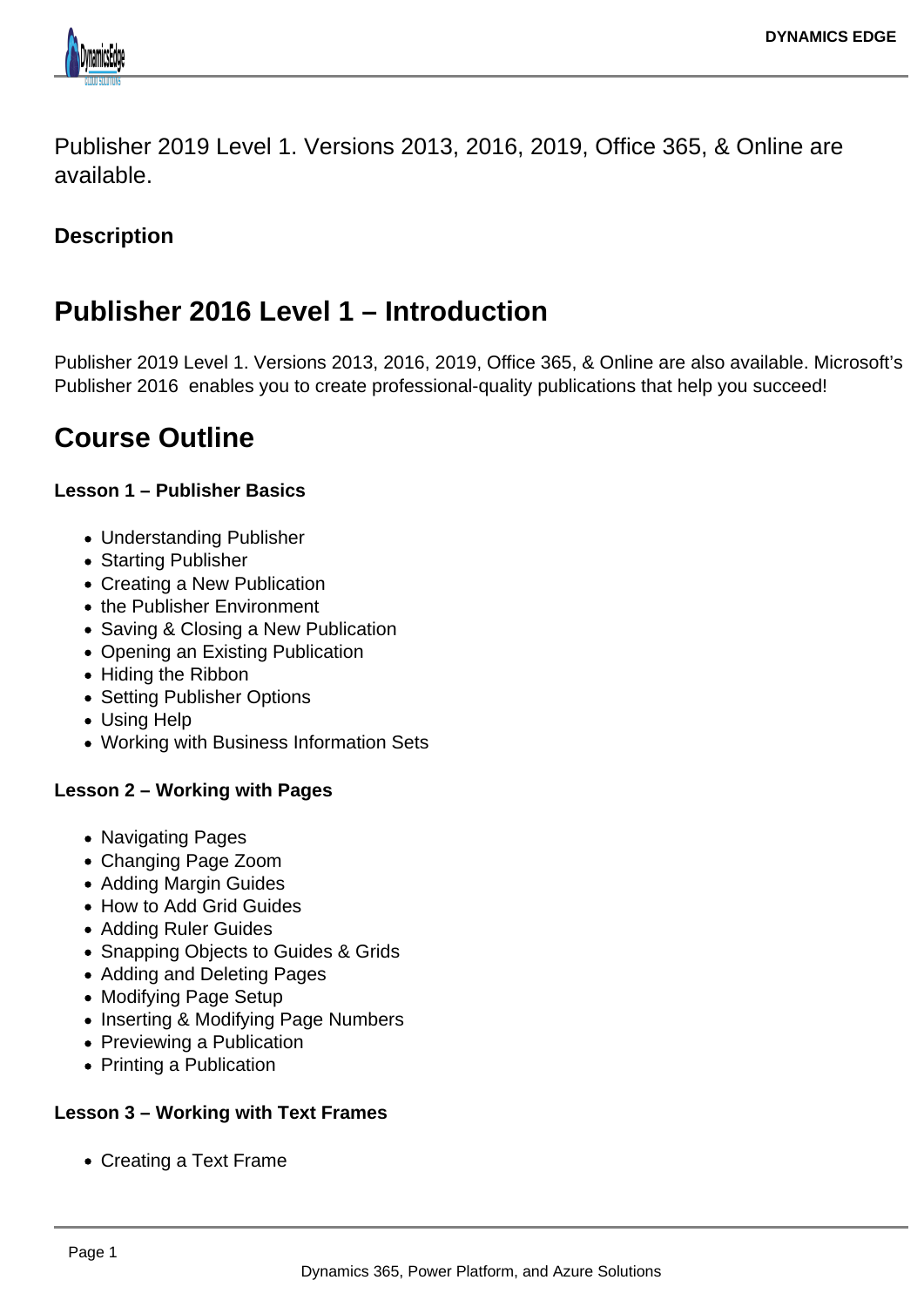Publisher 2019 Level 1. Versions 2013, 2016, 2019, Office 365, & Online are available.

**Description**

# Publisher 2016 Level 1 – Introduction

Publisher 2019 Level 1. Versions 2013, 2016, 2019, Office 365, & Online are also available. Microsoft's Publisher 2016 enables you to create professional-quality publications that help you succeed!

# Course Outline

**Lesson 1 – Publisher Basics**

- Understanding Publisher
- Starting Publisher
- Creating a New Publication
- the Publisher Environment
- Saving & Closing a New Publication
- Opening an Existing Publication
- Hiding the Ribbon
- Setting Publisher Options
- Using Help
- Working with Business Information Sets

**Lesson 2 – Working with Pages**

- Navigating Pages
- Changing Page Zoom
- Adding Margin Guides
- How to Add Grid Guides
- Adding Ruler Guides
- Snapping Objects to Guides & Grids
- Adding and Deleting Pages
- Modifying Page Setup
- Inserting & Modifying Page Numbers
- Previewing a Publication
- Printing a Publication

**Lesson 3 – Working with Text Frames**

- Creating a Text Frame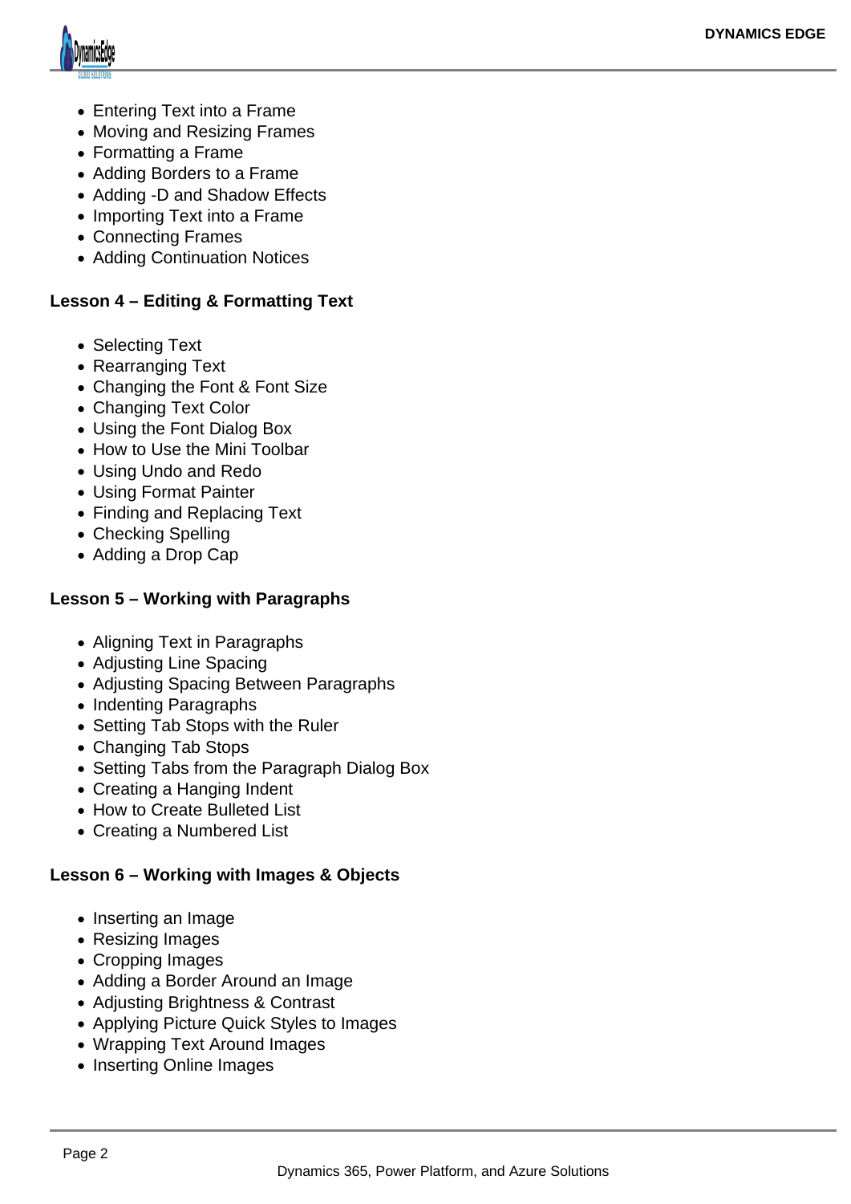- Entering Text into a Frame
- Moving and Resizing Frames
- Formatting a Frame
- Adding Borders to a Frame
- Adding -D and Shadow Effects
- Importing Text into a Frame
- Connecting Frames
- Adding Continuation Notices

**Lesson 4 – Editing & Formatting Text**

- Selecting Text
- Rearranging Text
- Changing the Font & Font Size
- Changing Text Color
- Using the Font Dialog Box
- How to Use the Mini Toolbar
- Using Undo and Redo
- Using Format Painter
- Finding and Replacing Text
- Checking Spelling
- Adding a Drop Cap

**Lesson 5 – Working with Paragraphs**

- Aligning Text in Paragraphs
- Adjusting Line Spacing
- Adjusting Spacing Between Paragraphs
- Indenting Paragraphs
- Setting Tab Stops with the Ruler
- Changing Tab Stops
- Setting Tabs from the Paragraph Dialog Box
- Creating a Hanging Indent
- How to Create Bulleted List
- Creating a Numbered List

**Lesson 6 – Working with Images & Objects**

- Inserting an Image
- Resizing Images
- Cropping Images
- Adding a Border Around an Image
- Adjusting Brightness & Contrast
- Applying Picture Quick Styles to Images
- Wrapping Text Around Images
- Inserting Online Images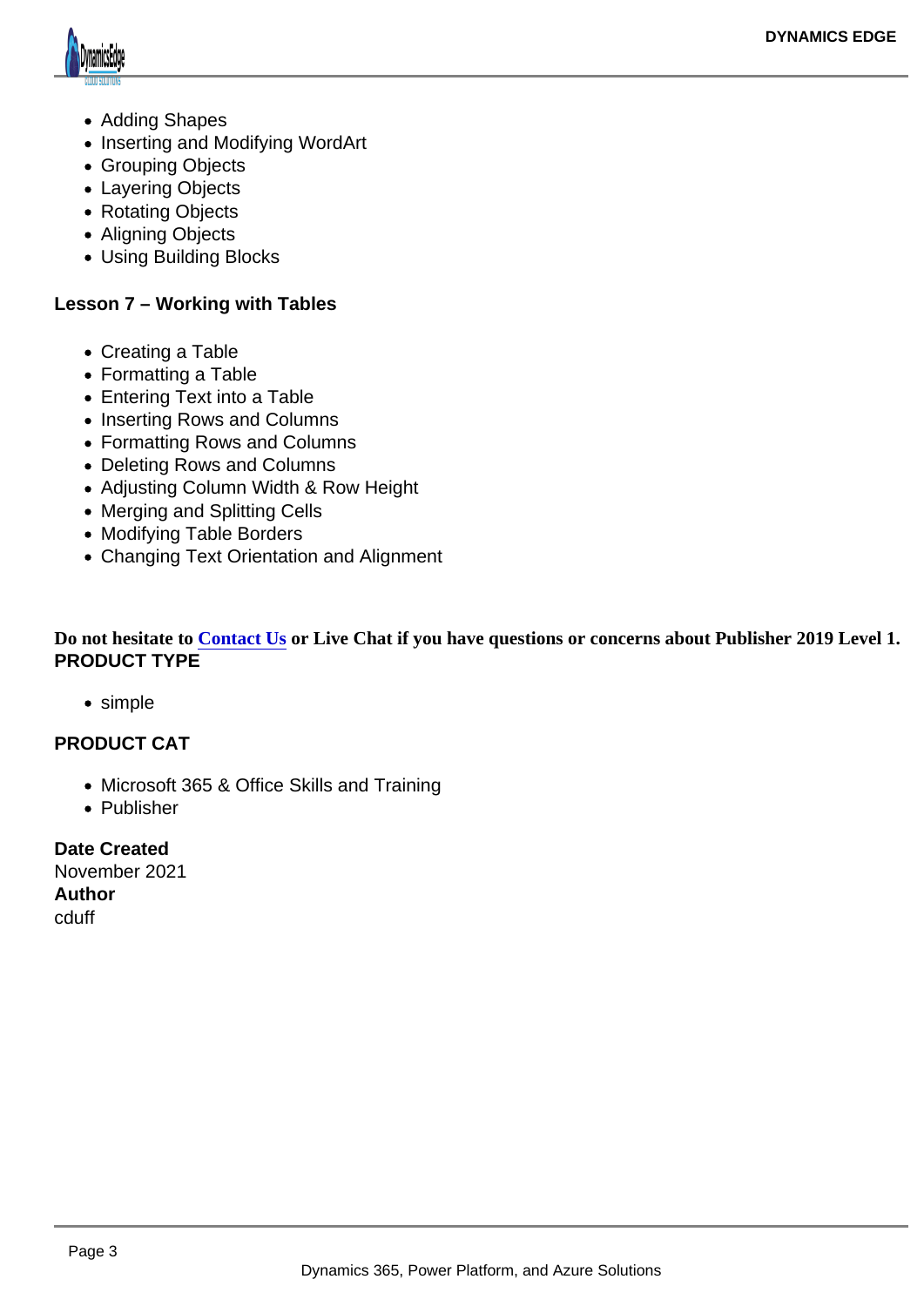- Adding Shapes
- Inserting and Modifying WordArt
- Grouping Objects
- Layering Objects
- Rotating Objects
- Aligning Objects
- Using Building Blocks

**Lesson 7 – Working with Tables**

- Creating a Table
- Formatting a Table
- Entering Text into a Table
- Inserting Rows and Columns
- Formatting Rows and Columns
- Deleting Rows and Columns
- Adjusting Column Width & Row Height
- Merging and Splitting Cells
- Modifying Table Borders
- Changing Text Orientation and Alignment

**Do not hesitate to Contact Us or Live Chat if you have questions or concerns about Publisher 2019 Level 1.**

**PRODUCT TYPE**

- simple

**PRODUCT CAT**

- Microsoft 365 & Office Skills and Training
- Publisher

**Date Created**
November 2021
**Author**
cduff